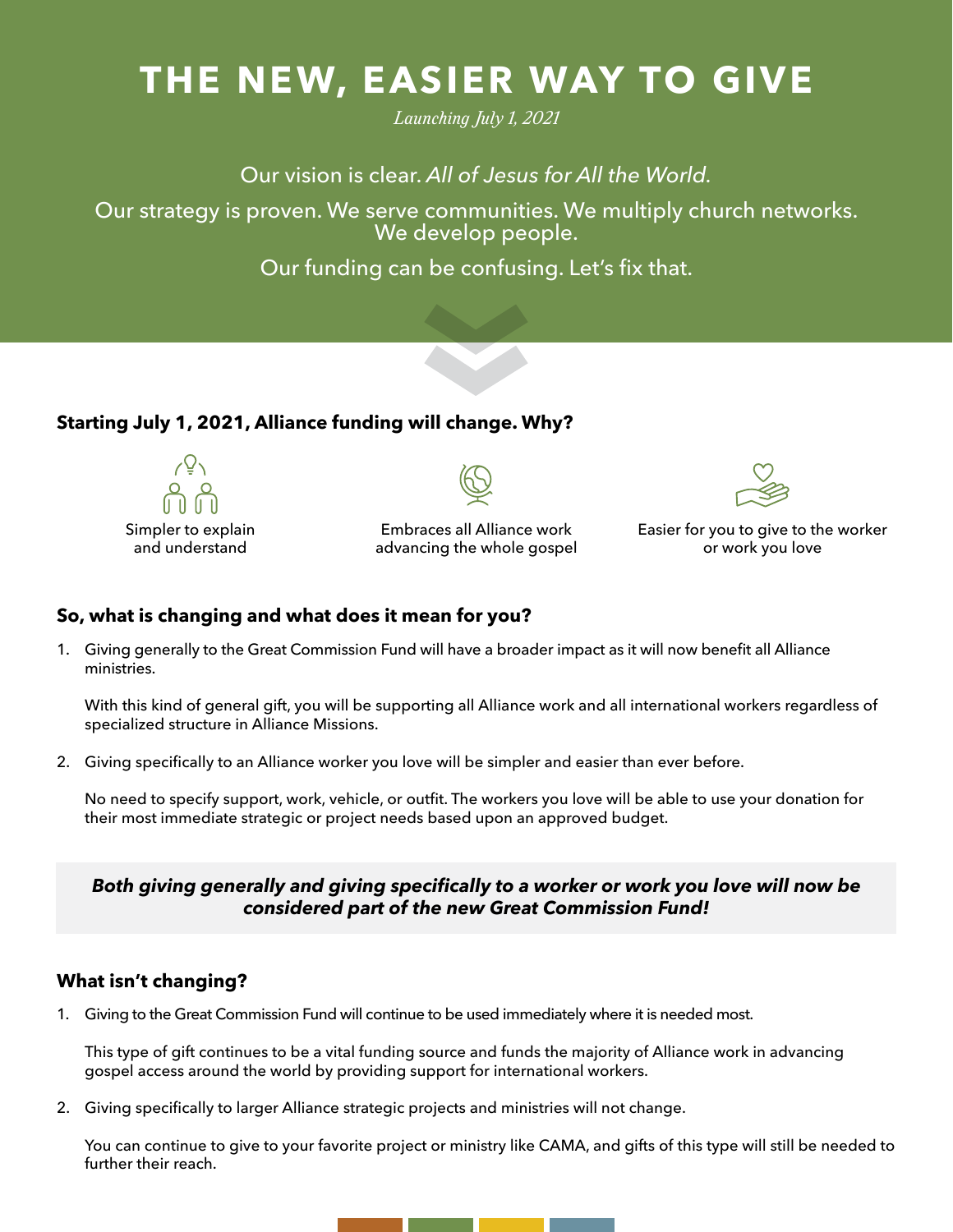# THE NEW, EASIER WAY TO GIVE

*Launching July 1, 2021*

Our vision is clear. *All of Jesus for All the World.*

Our strategy is proven. We serve communities. We multiply church networks. We develop people.

Our funding can be confusing. Let's fix that.

### Starting July 1, 2021, Alliance funding will change. Why?

Simpler to explain and understand

Embraces all Alliance work advancing the whole gospel

Easier for you to give to the worker or work you love

### So, what is changing and what does it mean for you?

1. Giving generally to the Great Commission Fund will have a broader impact as it will now benefit all Alliance ministries.

   With this kind of general gift, you will be supporting all Alliance work and all international workers regardless of specialized structure in Alliance Missions.

2. Giving specifically to an Alliance worker you love will be simpler and easier than ever before.

   No need to specify support, work, vehicle, or outfit. The workers you love will be able to use your donation for their most immediate strategic or project needs based upon an approved budget.

***Both giving generally and giving specifically to a worker or work you love will now be considered part of the new Great Commission Fund!***

### What isn't changing?

1. Giving to the Great Commission Fund will continue to be used immediately where it is needed most.

   This type of gift continues to be a vital funding source and funds the majority of Alliance work in advancing gospel access around the world by providing support for international workers.

2. Giving specifically to larger Alliance strategic projects and ministries will not change.

   You can continue to give to your favorite project or ministry like CAMA, and gifts of this type will still be needed to further their reach.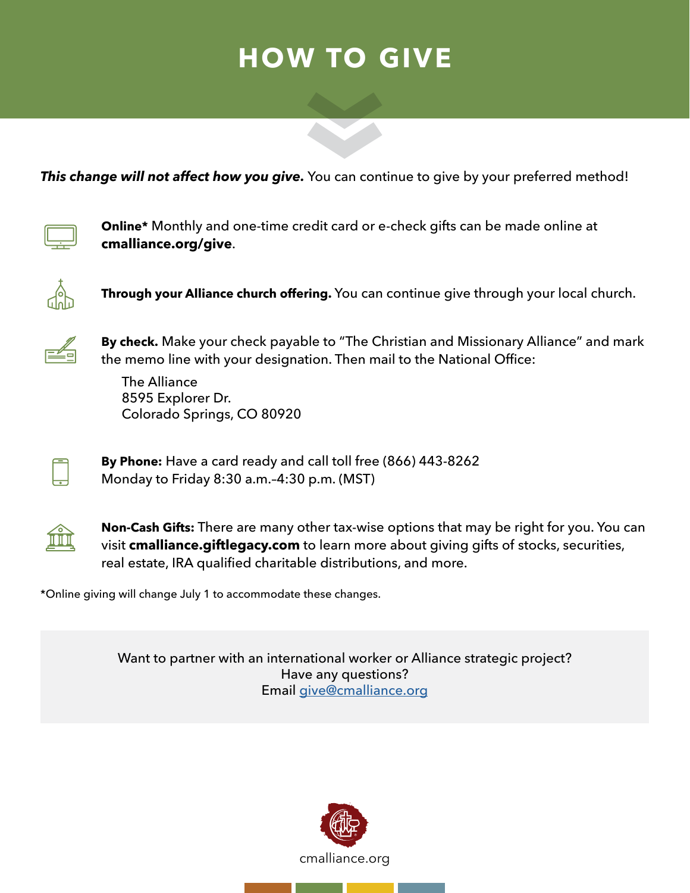# HOW TO GIVE

***This change will not affect how you give.*** You can continue to give by your preferred method!

**Online*** Monthly and one-time credit card or e-check gifts can be made online at **cmalliance.org/give**.

**Through your Alliance church offering.** You can continue give through your local church.

**By check.** Make your check payable to "The Christian and Missionary Alliance" and mark the memo line with your designation. Then mail to the National Office:

The Alliance
8595 Explorer Dr.
Colorado Springs, CO 80920

**By Phone:** Have a card ready and call toll free (866) 443-8262
Monday to Friday 8:30 a.m.–4:30 p.m. (MST)

**Non-Cash Gifts:** There are many other tax-wise options that may be right for you. You can visit **cmalliance.giftlegacy.com** to learn more about giving gifts of stocks, securities, real estate, IRA qualified charitable distributions, and more.

*Online giving will change July 1 to accommodate these changes.

Want to partner with an international worker or Alliance strategic project?
Have any questions?
Email give@cmalliance.org

cmalliance.org